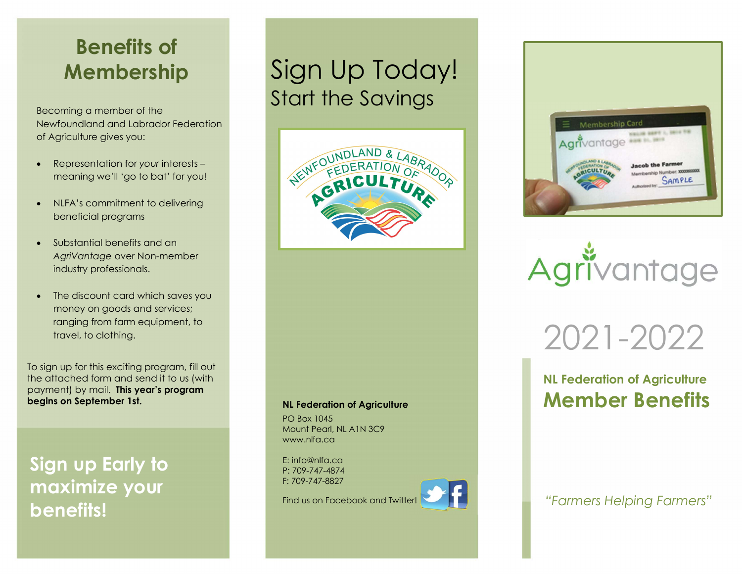## Benefits of Membership

Becoming a member of the Newfoundland and Labrador Federation of Agriculture gives you:

- Representation for *your* interests – meaning we'll 'go to bat' for you!
- NLFA's commitment to delivering beneficial programs
- Substantial benefits and an *AgriVantage* over Non-member industry professionals.
- The discount card which saves you money on goods and services; ranging from farm equipment, to travel, to clothing.

To sign up for this exciting program, fill out the attached form and send it to us (with payment) by mail. **This year's program begins on September 1st.**

**Sign up Early to maximize your benefits!**

# Sign Up Today!

## Start the Savings

**NL Federation of Agriculture**

PO Box 1045
Mount Pearl, NL A1N 3C9
www.nlfa.ca

E: info@nlfa.ca
P: 709-747-4874
F: 709-747-8827

Find us on Facebook and Twitter!

# Agrivantage

# 2021-2022

**NL Federation of Agriculture**

## Member Benefits

*"Farmers Helping Farmers"*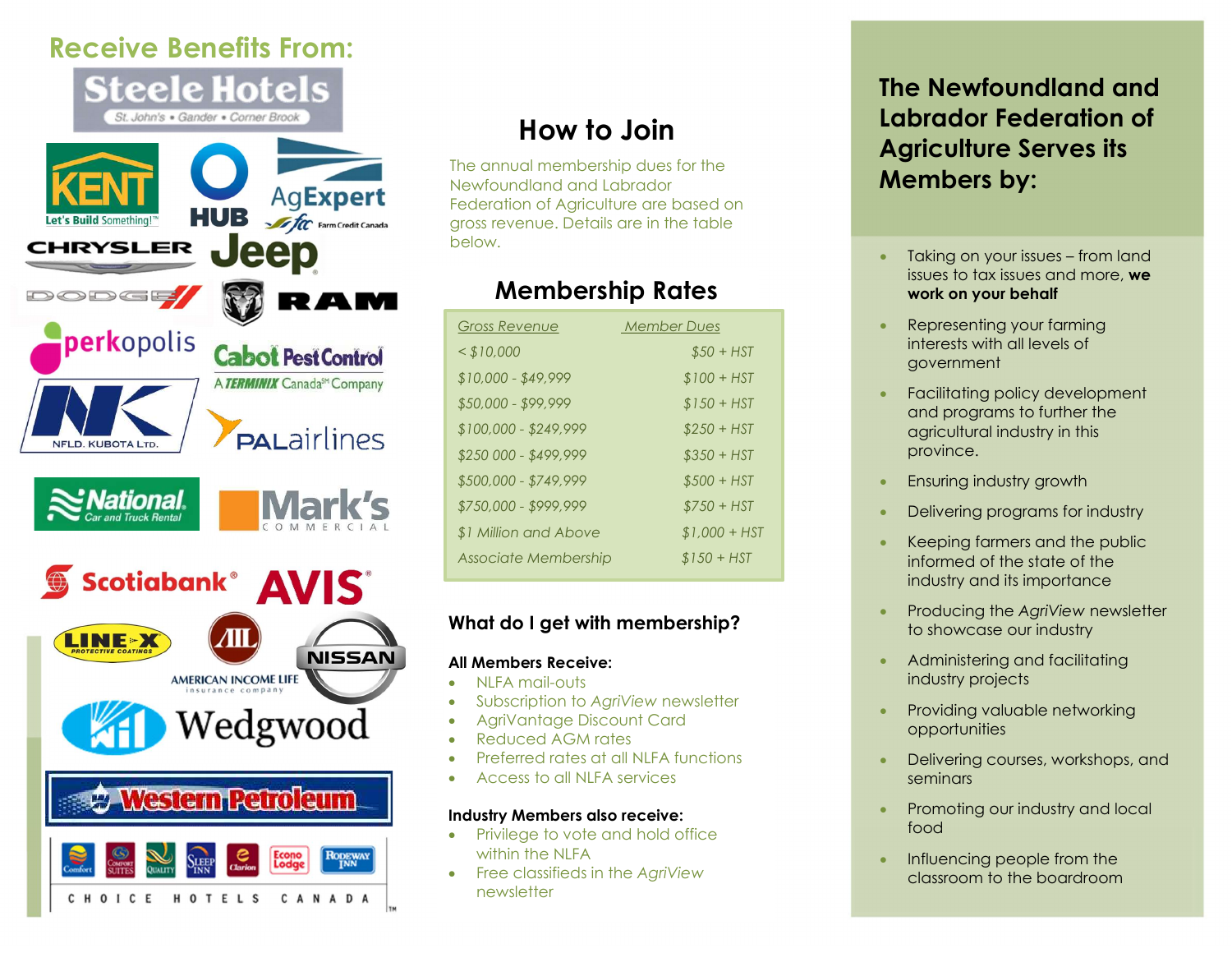## Receive Benefits From:

Steele Hotels — St. John's • Gander • Corner Brook

KENT Let's Build Something!

HUB

AgExpert — FCC Farm Credit Canada

CHRYSLER

Jeep

DODGE

RAM

perkopolis

Cabot Pest Control — A TERMINIX Canada Company

NFLD. KUBOTA LTD.

PAL airlines

National Car and Truck Rental

Mark's COMMERCIAL

Scotiabank

AVIS

LINE-X PROTECTIVE COATINGS

AMERICAN INCOME LIFE insurance company

NISSAN

Wedgwood

Western Petroleum

Comfort, Comfort Suites, Quality, Sleep Inn, Clarion, Econo Lodge, Rodeway Inn — CHOICE HOTELS CANADA

## How to Join

The annual membership dues for the Newfoundland and Labrador Federation of Agriculture are based on gross revenue. Details are in the table below.

## Membership Rates

| Gross Revenue | Member Dues |
|---|---|
| < $10,000 | $50 + HST |
| $10,000 - $49,999 | $100 + HST |
| $50,000 - $99,999 | $150 + HST |
| $100,000 - $249,999 | $250 + HST |
| $250 000 - $499,999 | $350 + HST |
| $500,000 - $749,999 | $500 + HST |
| $750,000 - $999,999 | $750 + HST |
| $1 Million and Above | $1,000 + HST |
| Associate Membership | $150 + HST |

### What do I get with membership?

**All Members Receive:**

- NLFA mail-outs
- Subscription to *AgriView* newsletter
- AgriVantage Discount Card
- Reduced AGM rates
- Preferred rates at all NLFA functions
- Access to all NLFA services

**Industry Members also receive:**

- Privilege to vote and hold office within the NLFA
- Free classifieds in the *AgriView* newsletter

## The Newfoundland and Labrador Federation of Agriculture Serves its Members by:

- Taking on your issues – from land issues to tax issues and more, **we work on your behalf**
- Representing your farming interests with all levels of government
- Facilitating policy development and programs to further the agricultural industry in this province.
- Ensuring industry growth
- Delivering programs for industry
- Keeping farmers and the public informed of the state of the industry and its importance
- Producing the *AgriView* newsletter to showcase our industry
- Administering and facilitating industry projects
- Providing valuable networking opportunities
- Delivering courses, workshops, and seminars
- Promoting our industry and local food
- Influencing people from the classroom to the boardroom